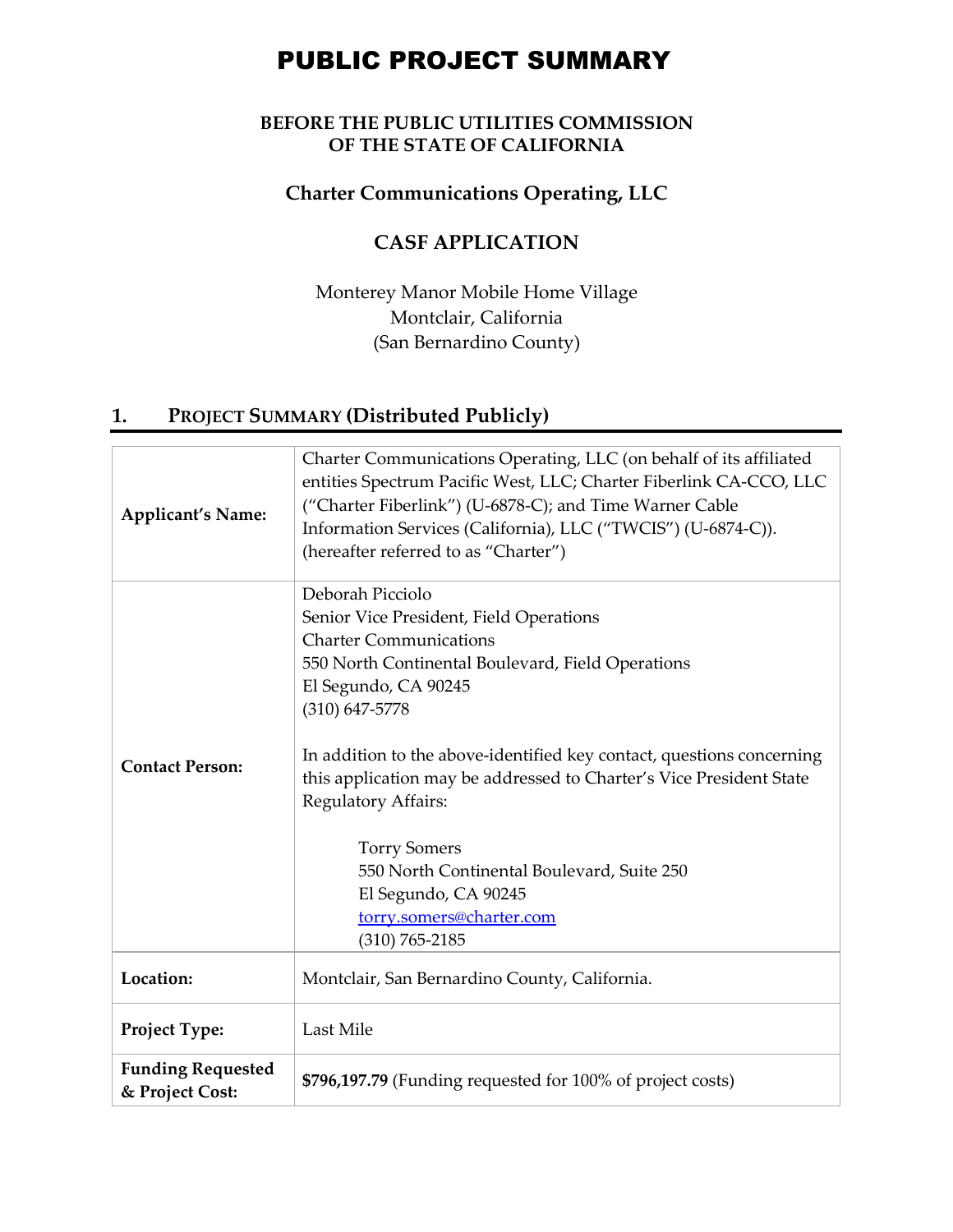# PUBLIC PROJECT SUMMARY

**BEFORE THE PUBLIC UTILITIES COMMISSION**
**OF THE STATE OF CALIFORNIA**

**Charter Communications Operating, LLC**

**CASF APPLICATION**

Monterey Manor Mobile Home Village
Montclair, California
(San Bernardino County)

## 1. PROJECT SUMMARY (Distributed Publicly)

| | |
|---|---|
| **Applicant's Name:** | Charter Communications Operating, LLC (on behalf of its affiliated entities Spectrum Pacific West, LLC; Charter Fiberlink CA-CCO, LLC ("Charter Fiberlink") (U-6878-C); and Time Warner Cable Information Services (California), LLC ("TWCIS") (U-6874-C)). (hereafter referred to as "Charter") |
| **Contact Person:** | Deborah Picciolo<br>Senior Vice President, Field Operations<br>Charter Communications<br>550 North Continental Boulevard, Field Operations<br>El Segundo, CA 90245<br>(310) 647-5778<br><br>In addition to the above-identified key contact, questions concerning this application may be addressed to Charter's Vice President State Regulatory Affairs:<br><br>Torry Somers<br>550 North Continental Boulevard, Suite 250<br>El Segundo, CA 90245<br>torry.somers@charter.com<br>(310) 765-2185 |
| **Location:** | Montclair, San Bernardino County, California. |
| **Project Type:** | Last Mile |
| **Funding Requested & Project Cost:** | **$796,197.79** (Funding requested for 100% of project costs) |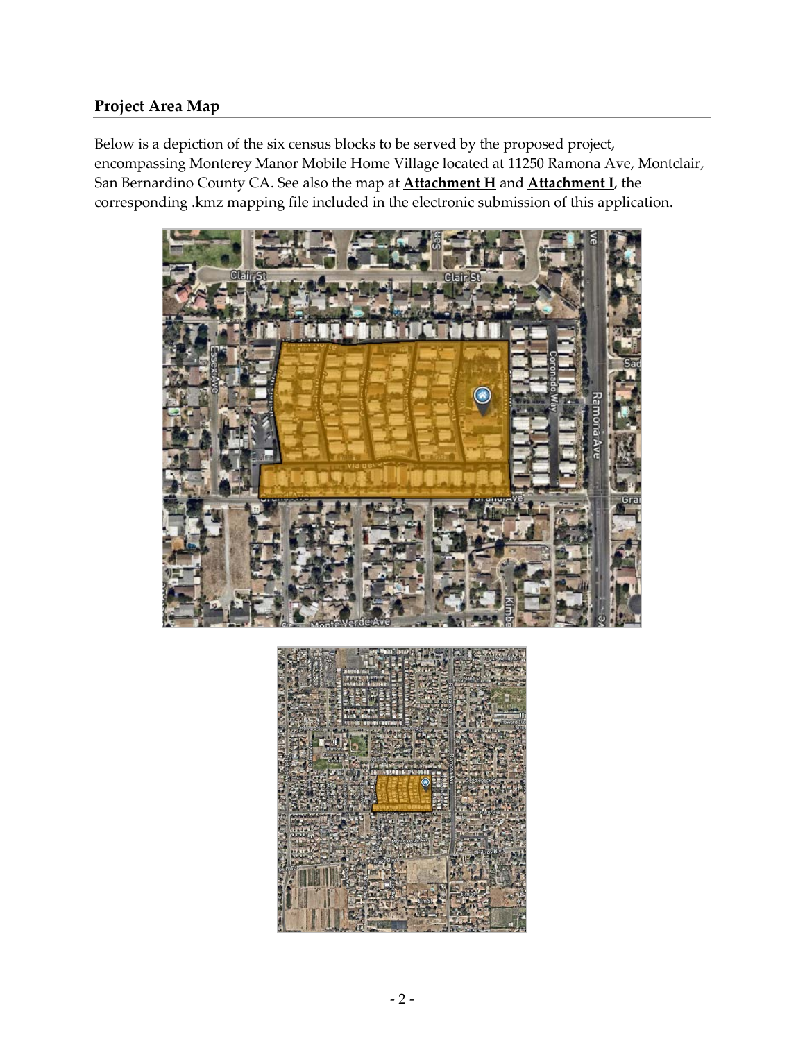## Project Area Map

Below is a depiction of the six census blocks to be served by the proposed project, encompassing Monterey Manor Mobile Home Village located at 11250 Ramona Ave, Montclair, San Bernardino County CA. See also the map at **Attachment H** and **Attachment I**, the corresponding .kmz mapping file included in the electronic submission of this application.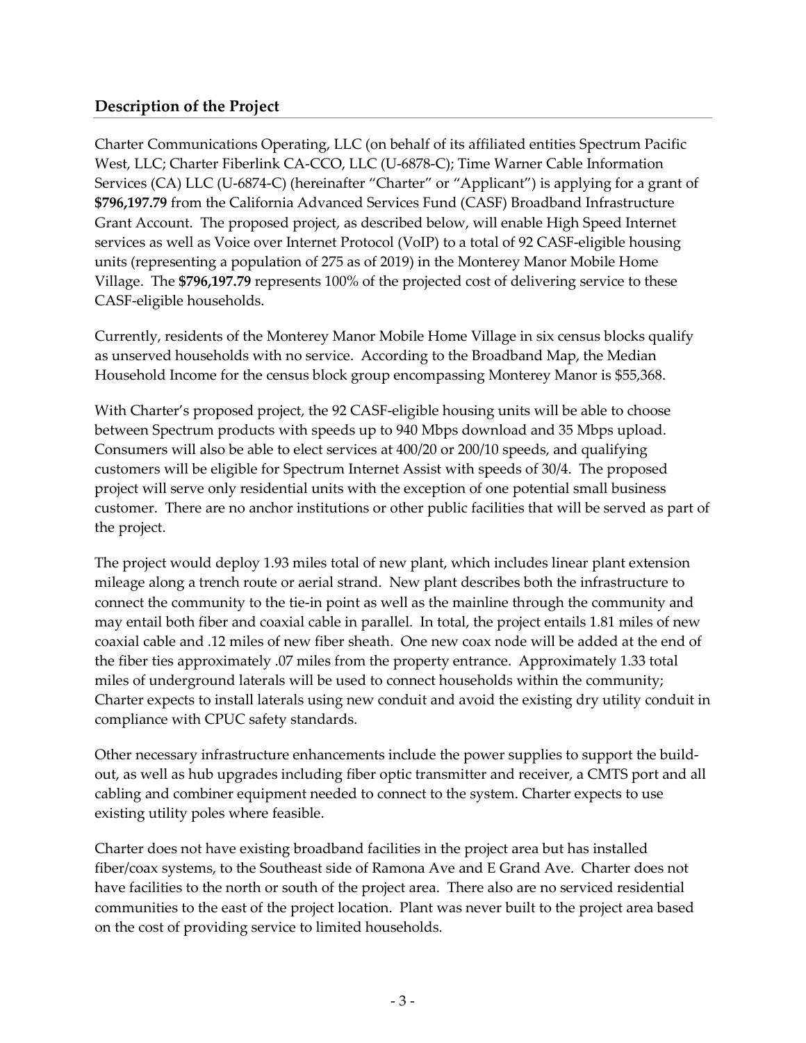## Description of the Project

Charter Communications Operating, LLC (on behalf of its affiliated entities Spectrum Pacific West, LLC; Charter Fiberlink CA-CCO, LLC (U-6878-C); Time Warner Cable Information Services (CA) LLC (U-6874-C) (hereinafter "Charter" or "Applicant") is applying for a grant of **$796,197.79** from the California Advanced Services Fund (CASF) Broadband Infrastructure Grant Account. The proposed project, as described below, will enable High Speed Internet services as well as Voice over Internet Protocol (VoIP) to a total of 92 CASF-eligible housing units (representing a population of 275 as of 2019) in the Monterey Manor Mobile Home Village. The **$796,197.79** represents 100% of the projected cost of delivering service to these CASF-eligible households.

Currently, residents of the Monterey Manor Mobile Home Village in six census blocks qualify as unserved households with no service. According to the Broadband Map, the Median Household Income for the census block group encompassing Monterey Manor is $55,368.

With Charter's proposed project, the 92 CASF-eligible housing units will be able to choose between Spectrum products with speeds up to 940 Mbps download and 35 Mbps upload. Consumers will also be able to elect services at 400/20 or 200/10 speeds, and qualifying customers will be eligible for Spectrum Internet Assist with speeds of 30/4. The proposed project will serve only residential units with the exception of one potential small business customer. There are no anchor institutions or other public facilities that will be served as part of the project.

The project would deploy 1.93 miles total of new plant, which includes linear plant extension mileage along a trench route or aerial strand. New plant describes both the infrastructure to connect the community to the tie-in point as well as the mainline through the community and may entail both fiber and coaxial cable in parallel. In total, the project entails 1.81 miles of new coaxial cable and .12 miles of new fiber sheath. One new coax node will be added at the end of the fiber ties approximately .07 miles from the property entrance. Approximately 1.33 total miles of underground laterals will be used to connect households within the community; Charter expects to install laterals using new conduit and avoid the existing dry utility conduit in compliance with CPUC safety standards.

Other necessary infrastructure enhancements include the power supplies to support the build-out, as well as hub upgrades including fiber optic transmitter and receiver, a CMTS port and all cabling and combiner equipment needed to connect to the system. Charter expects to use existing utility poles where feasible.

Charter does not have existing broadband facilities in the project area but has installed fiber/coax systems, to the Southeast side of Ramona Ave and E Grand Ave. Charter does not have facilities to the north or south of the project area. There also are no serviced residential communities to the east of the project location. Plant was never built to the project area based on the cost of providing service to limited households.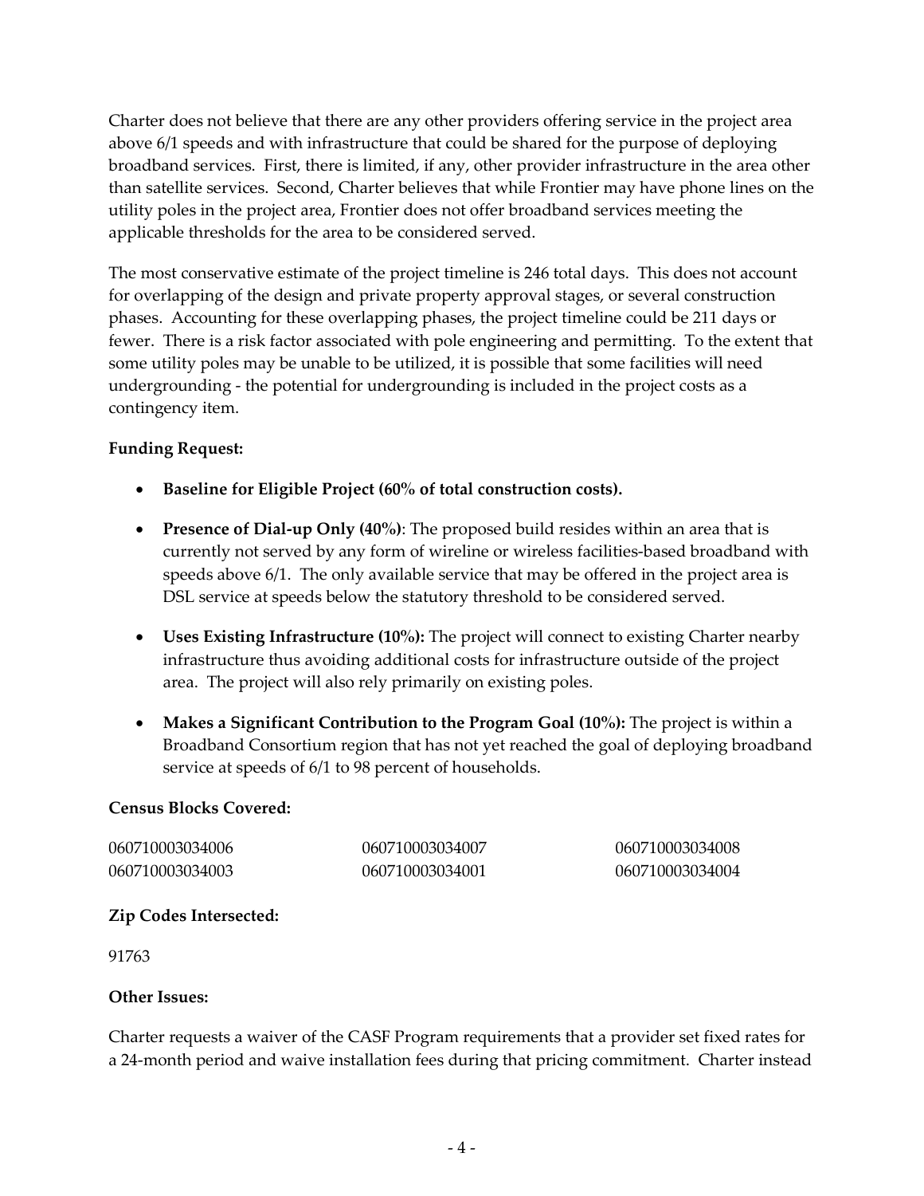Charter does not believe that there are any other providers offering service in the project area above 6/1 speeds and with infrastructure that could be shared for the purpose of deploying broadband services. First, there is limited, if any, other provider infrastructure in the area other than satellite services. Second, Charter believes that while Frontier may have phone lines on the utility poles in the project area, Frontier does not offer broadband services meeting the applicable thresholds for the area to be considered served.

The most conservative estimate of the project timeline is 246 total days. This does not account for overlapping of the design and private property approval stages, or several construction phases. Accounting for these overlapping phases, the project timeline could be 211 days or fewer. There is a risk factor associated with pole engineering and permitting. To the extent that some utility poles may be unable to be utilized, it is possible that some facilities will need undergrounding - the potential for undergrounding is included in the project costs as a contingency item.

**Funding Request:**

- **Baseline for Eligible Project (60% of total construction costs).**
- **Presence of Dial-up Only (40%)**: The proposed build resides within an area that is currently not served by any form of wireline or wireless facilities-based broadband with speeds above 6/1. The only available service that may be offered in the project area is DSL service at speeds below the statutory threshold to be considered served.
- **Uses Existing Infrastructure (10%):** The project will connect to existing Charter nearby infrastructure thus avoiding additional costs for infrastructure outside of the project area. The project will also rely primarily on existing poles.
- **Makes a Significant Contribution to the Program Goal (10%):** The project is within a Broadband Consortium region that has not yet reached the goal of deploying broadband service at speeds of 6/1 to 98 percent of households.

**Census Blocks Covered:**

| | | |
|---|---|---|
| 060710003034006 | 060710003034007 | 060710003034008 |
| 060710003034003 | 060710003034001 | 060710003034004 |

**Zip Codes Intersected:**

91763

**Other Issues:**

Charter requests a waiver of the CASF Program requirements that a provider set fixed rates for a 24-month period and waive installation fees during that pricing commitment. Charter instead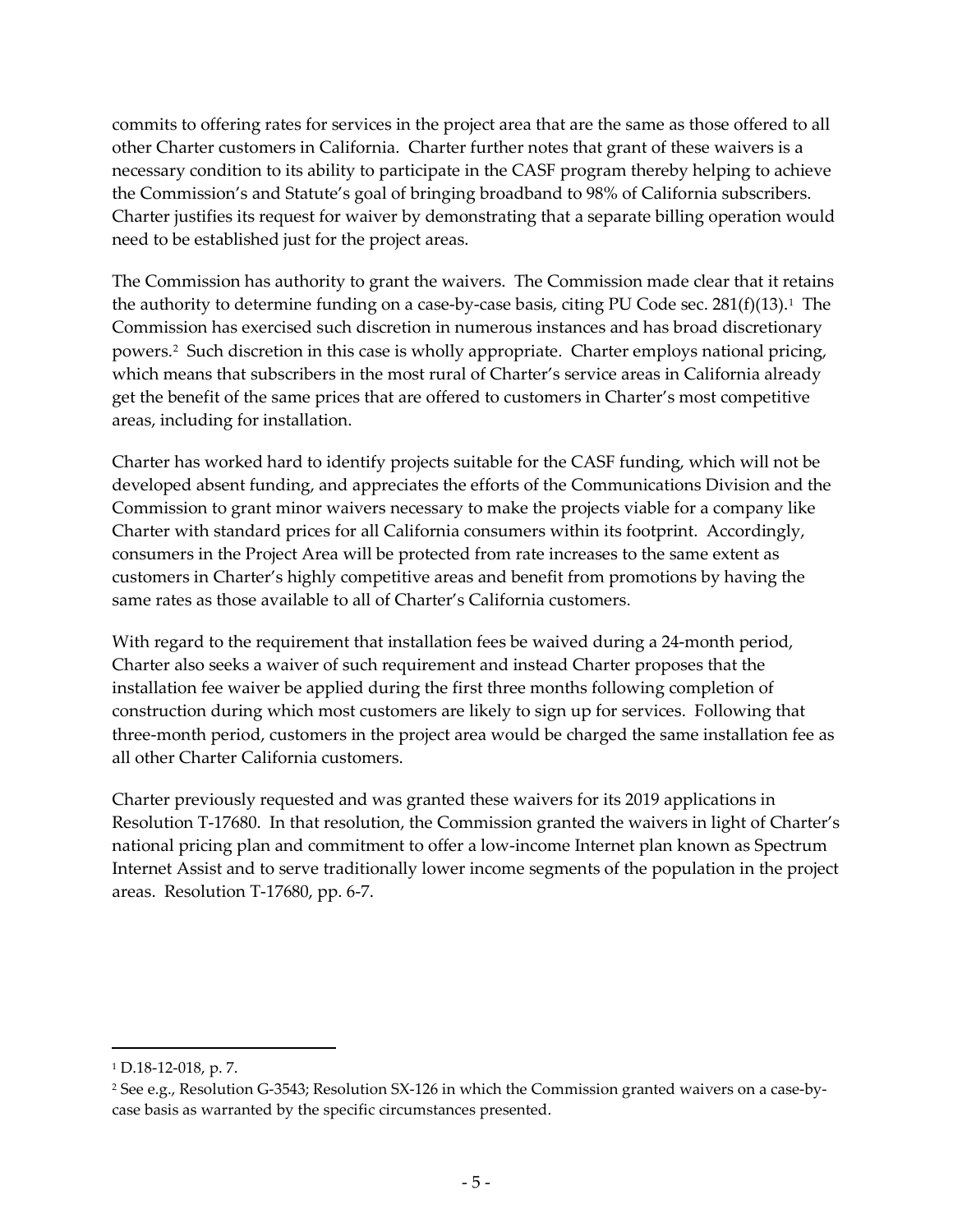commits to offering rates for services in the project area that are the same as those offered to all other Charter customers in California. Charter further notes that grant of these waivers is a necessary condition to its ability to participate in the CASF program thereby helping to achieve the Commission's and Statute's goal of bringing broadband to 98% of California subscribers. Charter justifies its request for waiver by demonstrating that a separate billing operation would need to be established just for the project areas.

The Commission has authority to grant the waivers. The Commission made clear that it retains the authority to determine funding on a case-by-case basis, citing PU Code sec. 281(f)(13).[1] The Commission has exercised such discretion in numerous instances and has broad discretionary powers.[2] Such discretion in this case is wholly appropriate. Charter employs national pricing, which means that subscribers in the most rural of Charter's service areas in California already get the benefit of the same prices that are offered to customers in Charter's most competitive areas, including for installation.

Charter has worked hard to identify projects suitable for the CASF funding, which will not be developed absent funding, and appreciates the efforts of the Communications Division and the Commission to grant minor waivers necessary to make the projects viable for a company like Charter with standard prices for all California consumers within its footprint. Accordingly, consumers in the Project Area will be protected from rate increases to the same extent as customers in Charter's highly competitive areas and benefit from promotions by having the same rates as those available to all of Charter's California customers.

With regard to the requirement that installation fees be waived during a 24-month period, Charter also seeks a waiver of such requirement and instead Charter proposes that the installation fee waiver be applied during the first three months following completion of construction during which most customers are likely to sign up for services. Following that three-month period, customers in the project area would be charged the same installation fee as all other Charter California customers.

Charter previously requested and was granted these waivers for its 2019 applications in Resolution T-17680. In that resolution, the Commission granted the waivers in light of Charter's national pricing plan and commitment to offer a low-income Internet plan known as Spectrum Internet Assist and to serve traditionally lower income segments of the population in the project areas. Resolution T-17680, pp. 6-7.

---

[1] D.18-12-018, p. 7.

[2] See e.g., Resolution G-3543; Resolution SX-126 in which the Commission granted waivers on a case-by-case basis as warranted by the specific circumstances presented.